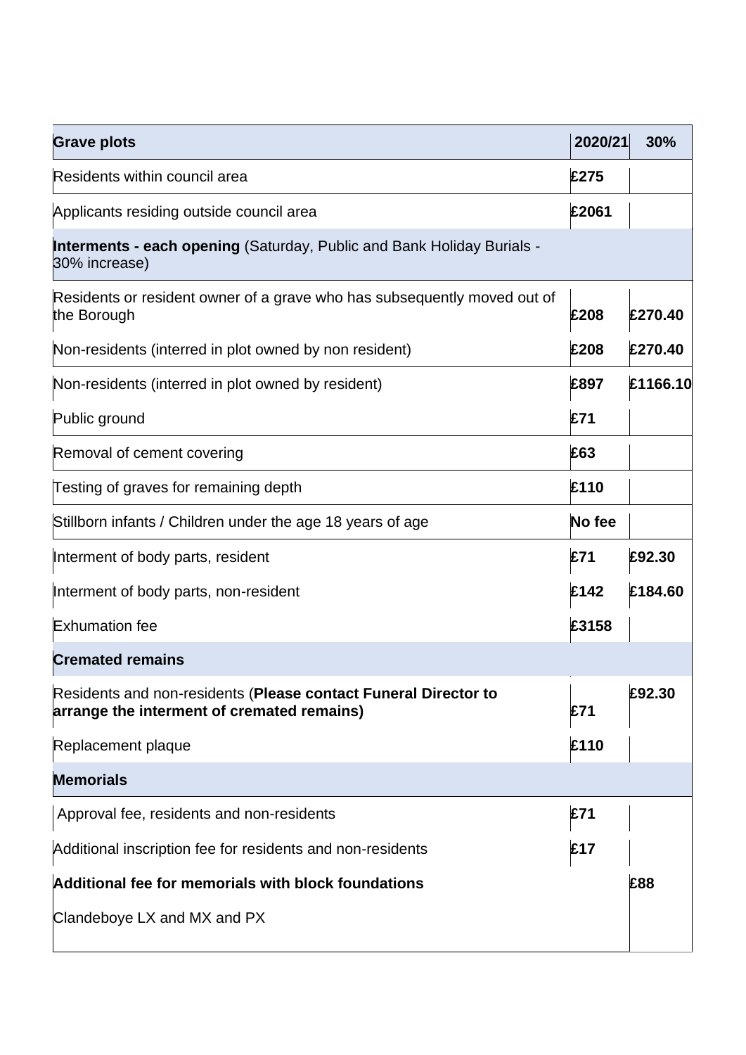| **Grave plots** | **2020/21** | **30%** |
|---|---|---|
| Residents within council area | **£275** | |
| Applicants residing outside council area | **£2061** | |
| **Interments - each opening** (Saturday, Public and Bank Holiday Burials - 30% increase) | | |
| Residents or resident owner of a grave who has subsequently moved out of the Borough | **£208** | **£270.40** |
| Non-residents (interred in plot owned by non resident) | **£208** | **£270.40** |
| Non-residents (interred in plot owned by resident) | **£897** | **£1166.10** |
| Public ground | **£71** | |
| Removal of cement covering | **£63** | |
| Testing of graves for remaining depth | **£110** | |
| Stillborn infants / Children under the age 18 years of age | **No fee** | |
| Interment of body parts, resident | **£71** | **£92.30** |
| Interment of body parts, non-resident | **£142** | **£184.60** |
| Exhumation fee | **£3158** | |
| **Cremated remains** | | |
| Residents and non-residents (**Please contact Funeral Director to arrange the interment of cremated remains)** | £71 | **£92.30** |
| Replacement plaque | **£110** | |
| **Memorials** | | |
| Approval fee, residents and non-residents | **£71** | |
| Additional inscription fee for residents and non-residents | **£17** | |
| **Additional fee for memorials with block foundations** | | **£88** |
| Clandeboye LX and MX and PX | | |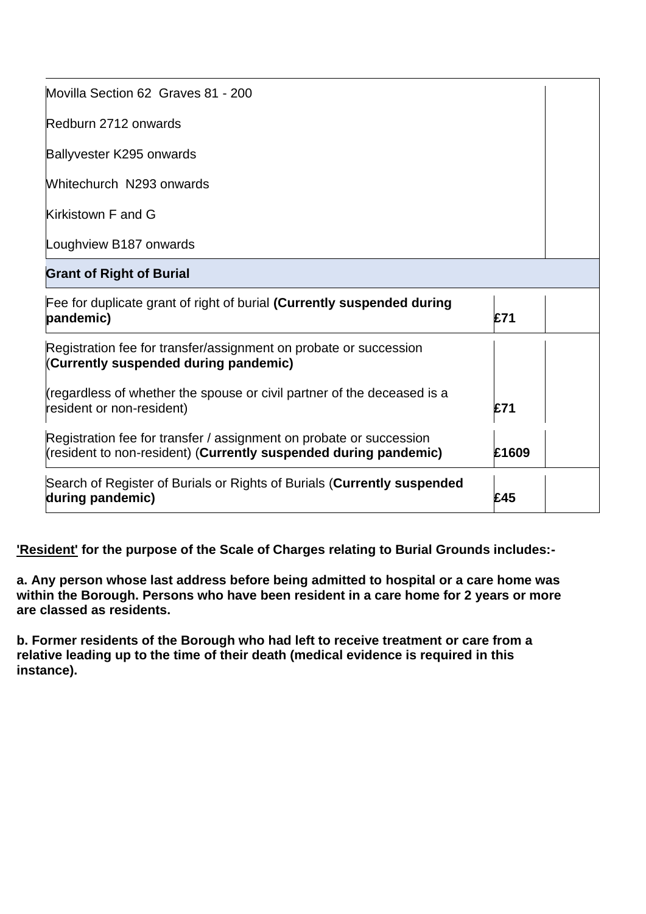| | | |
|---|---|---|
| Movilla Section 62 Graves 81 - 200<br><br>Redburn 2712 onwards<br><br>Ballyvester K295 onwards<br><br>Whitechurch N293 onwards<br><br>Kirkistown F and G<br><br>Loughview B187 onwards | | |
| **Grant of Right of Burial** | | |
| Fee for duplicate grant of right of burial **(Currently suspended during pandemic)** | **£71** | |
| Registration fee for transfer/assignment on probate or succession (**Currently suspended during pandemic)**<br><br>(regardless of whether the spouse or civil partner of the deceased is a resident or non-resident) | **£71** | |
| Registration fee for transfer / assignment on probate or succession (resident to non-resident) (**Currently suspended during pandemic)** | **£1609** | |
| Search of Register of Burials or Rights of Burials (**Currently suspended during pandemic)** | **£45** | |

**<u>'Resident'</u> for the purpose of the Scale of Charges relating to Burial Grounds includes:-**

**a. Any person whose last address before being admitted to hospital or a care home was within the Borough. Persons who have been resident in a care home for 2 years or more are classed as residents.**

**b. Former residents of the Borough who had left to receive treatment or care from a relative leading up to the time of their death (medical evidence is required in this instance).**